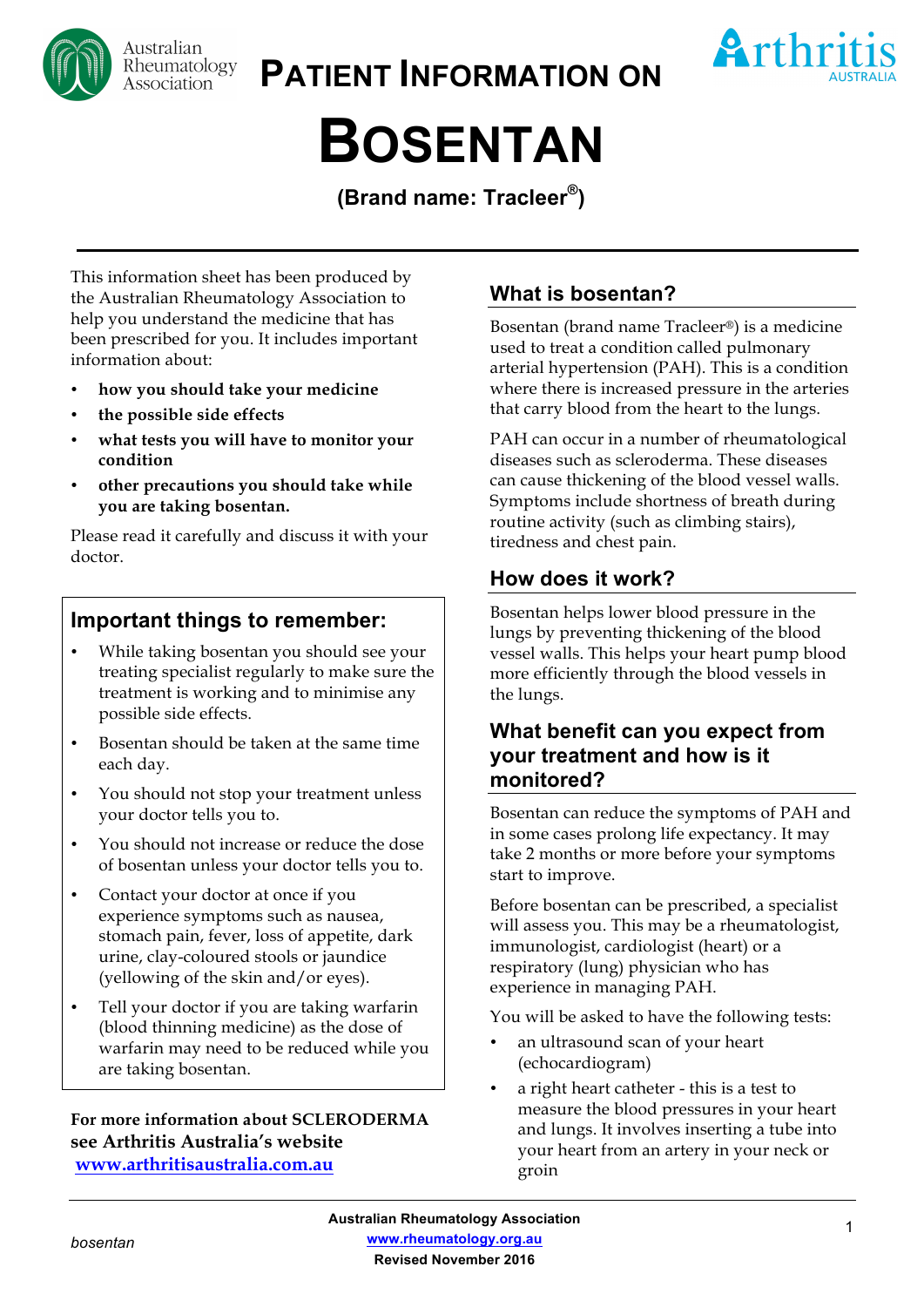# Patient Information on

# Bosentan

**(Brand name: Tracleer®)**

This information sheet has been produced by the Australian Rheumatology Association to help you understand the medicine that has been prescribed for you. It includes important information about:

- **how you should take your medicine**
- **the possible side effects**
- **what tests you will have to monitor your condition**
- **other precautions you should take while you are taking bosentan.**

Please read it carefully and discuss it with your doctor.

## Important things to remember:

- While taking bosentan you should see your treating specialist regularly to make sure the treatment is working and to minimise any possible side effects.
- Bosentan should be taken at the same time each day.
- You should not stop your treatment unless your doctor tells you to.
- You should not increase or reduce the dose of bosentan unless your doctor tells you to.
- Contact your doctor at once if you experience symptoms such as nausea, stomach pain, fever, loss of appetite, dark urine, clay-coloured stools or jaundice (yellowing of the skin and/or eyes).
- Tell your doctor if you are taking warfarin (blood thinning medicine) as the dose of warfarin may need to be reduced while you are taking bosentan.

**For more information about SCLERODERMA see Arthritis Australia's website [www.arthritisaustralia.com.au](http://www.arthritisaustralia.com.au)**

## What is bosentan?

Bosentan (brand name Tracleer®) is a medicine used to treat a condition called pulmonary arterial hypertension (PAH). This is a condition where there is increased pressure in the arteries that carry blood from the heart to the lungs.

PAH can occur in a number of rheumatological diseases such as scleroderma. These diseases can cause thickening of the blood vessel walls. Symptoms include shortness of breath during routine activity (such as climbing stairs), tiredness and chest pain.

## How does it work?

Bosentan helps lower blood pressure in the lungs by preventing thickening of the blood vessel walls. This helps your heart pump blood more efficiently through the blood vessels in the lungs.

## What benefit can you expect from your treatment and how is it monitored?

Bosentan can reduce the symptoms of PAH and in some cases prolong life expectancy. It may take 2 months or more before your symptoms start to improve.

Before bosentan can be prescribed, a specialist will assess you. This may be a rheumatologist, immunologist, cardiologist (heart) or a respiratory (lung) physician who has experience in managing PAH.

You will be asked to have the following tests:

- an ultrasound scan of your heart (echocardiogram)
- a right heart catheter - this is a test to measure the blood pressures in your heart and lungs. It involves inserting a tube into your heart from an artery in your neck or groin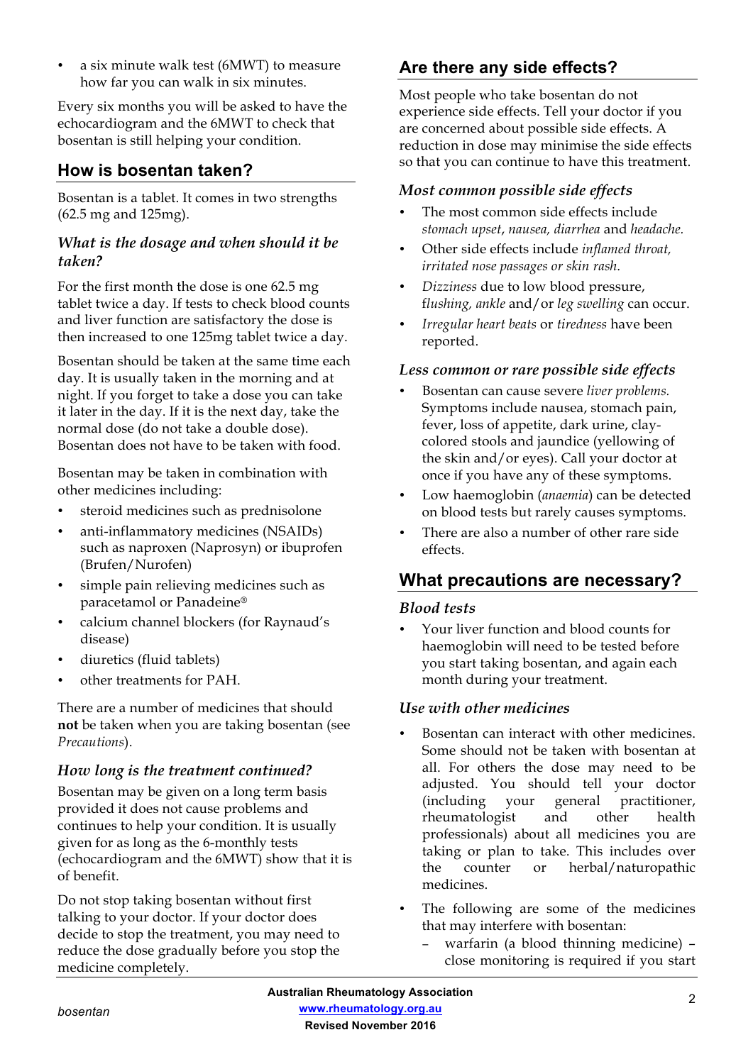- a six minute walk test (6MWT) to measure how far you can walk in six minutes.

Every six months you will be asked to have the echocardiogram and the 6MWT to check that bosentan is still helping your condition.

## How is bosentan taken?

Bosentan is a tablet. It comes in two strengths (62.5 mg and 125mg).

### *What is the dosage and when should it be taken?*

For the first month the dose is one 62.5 mg tablet twice a day. If tests to check blood counts and liver function are satisfactory the dose is then increased to one 125mg tablet twice a day.

Bosentan should be taken at the same time each day. It is usually taken in the morning and at night. If you forget to take a dose you can take it later in the day. If it is the next day, take the normal dose (do not take a double dose). Bosentan does not have to be taken with food.

Bosentan may be taken in combination with other medicines including:

- steroid medicines such as prednisolone
- anti-inflammatory medicines (NSAIDs) such as naproxen (Naprosyn) or ibuprofen (Brufen/Nurofen)
- simple pain relieving medicines such as paracetamol or Panadeine®
- calcium channel blockers (for Raynaud's disease)
- diuretics (fluid tablets)
- other treatments for PAH.

There are a number of medicines that should **not** be taken when you are taking bosentan (see *Precautions*).

### *How long is the treatment continued?*

Bosentan may be given on a long term basis provided it does not cause problems and continues to help your condition. It is usually given for as long as the 6-monthly tests (echocardiogram and the 6MWT) show that it is of benefit.

Do not stop taking bosentan without first talking to your doctor. If your doctor does decide to stop the treatment, you may need to reduce the dose gradually before you stop the medicine completely.

## Are there any side effects?

Most people who take bosentan do not experience side effects. Tell your doctor if you are concerned about possible side effects. A reduction in dose may minimise the side effects so that you can continue to have this treatment.

### *Most common possible side effects*

- The most common side effects include *stomach upset*, *nausea, diarrhea* and *headache.*
- Other side effects include *inflamed throat, irritated nose passages or skin rash*.
- *Dizziness* due to low blood pressure, *flushing, ankle* and/or *leg swelling* can occur.
- *Irregular heart beats* or *tiredness* have been reported.

### *Less common or rare possible side effects*

- Bosentan can cause severe *liver problems.* Symptoms include nausea, stomach pain, fever, loss of appetite, dark urine, clay-colored stools and jaundice (yellowing of the skin and/or eyes). Call your doctor at once if you have any of these symptoms.
- Low haemoglobin (*anaemia*) can be detected on blood tests but rarely causes symptoms.
- There are also a number of other rare side effects.

## What precautions are necessary?

### *Blood tests*

- Your liver function and blood counts for haemoglobin will need to be tested before you start taking bosentan, and again each month during your treatment.

### *Use with other medicines*

- Bosentan can interact with other medicines. Some should not be taken with bosentan at all. For others the dose may need to be adjusted. You should tell your doctor (including your general practitioner, rheumatologist and other health professionals) about all medicines you are taking or plan to take. This includes over the counter or herbal/naturopathic medicines.
- The following are some of the medicines that may interfere with bosentan:
  - warfarin (a blood thinning medicine) – close monitoring is required if you start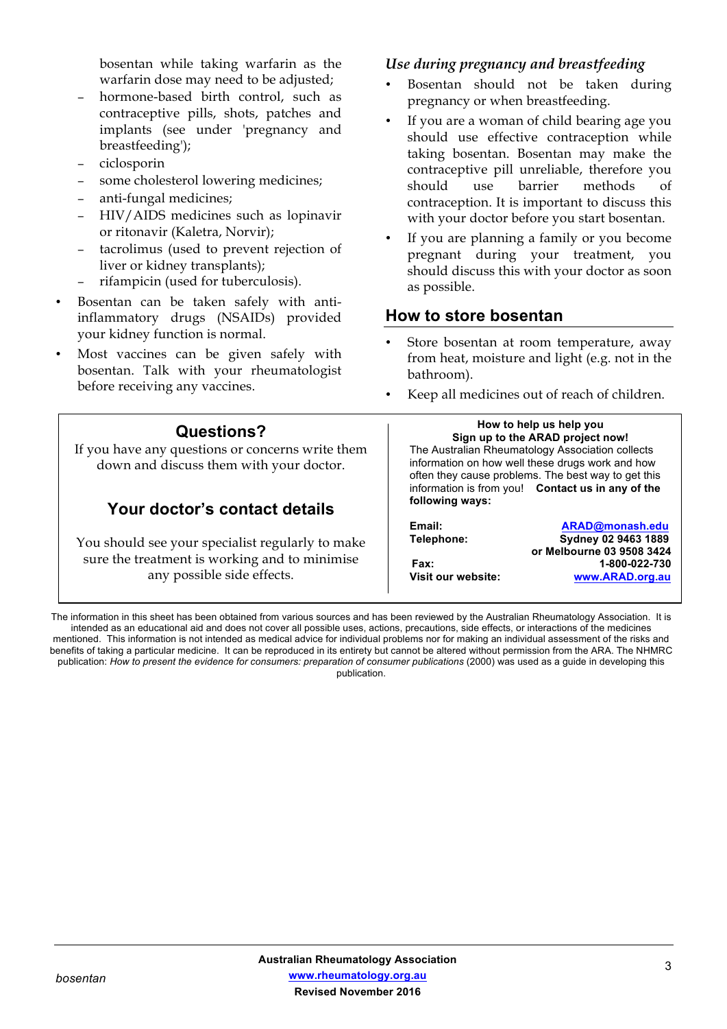bosentan while taking warfarin as the warfarin dose may need to be adjusted;

- hormone-based birth control, such as contraceptive pills, shots, patches and implants (see under 'pregnancy and breastfeeding');
- ciclosporin
- some cholesterol lowering medicines;
- anti-fungal medicines;
- HIV/AIDS medicines such as lopinavir or ritonavir (Kaletra, Norvir);
- tacrolimus (used to prevent rejection of liver or kidney transplants);
- rifampicin (used for tuberculosis).

- Bosentan can be taken safely with anti-inflammatory drugs (NSAIDs) provided your kidney function is normal.
- Most vaccines can be given safely with bosentan. Talk with your rheumatologist before receiving any vaccines.

### *Use during pregnancy and breastfeeding*

- Bosentan should not be taken during pregnancy or when breastfeeding.
- If you are a woman of child bearing age you should use effective contraception while taking bosentan. Bosentan may make the contraceptive pill unreliable, therefore you should use barrier methods of contraception. It is important to discuss this with your doctor before you start bosentan.
- If you are planning a family or you become pregnant during your treatment, you should discuss this with your doctor as soon as possible.

## How to store bosentan

- Store bosentan at room temperature, away from heat, moisture and light (e.g. not in the bathroom).
- Keep all medicines out of reach of children.

## Questions?

If you have any questions or concerns write them down and discuss them with your doctor.

## Your doctor's contact details

You should see your specialist regularly to make sure the treatment is working and to minimise any possible side effects.

**How to help us help you**
**Sign up to the ARAD project now!**

The Australian Rheumatology Association collects information on how well these drugs work and how often they cause problems. The best way to get this information is from you! **Contact us in any of the following ways:**

**Email:** ARAD@monash.edu
**Telephone:** **Sydney 02 9463 1889 or Melbourne 03 9508 3424**
**Fax:** **1-800-022-730**
**Visit our website:** www.ARAD.org.au

The information in this sheet has been obtained from various sources and has been reviewed by the Australian Rheumatology Association. It is intended as an educational aid and does not cover all possible uses, actions, precautions, side effects, or interactions of the medicines mentioned. This information is not intended as medical advice for individual problems nor for making an individual assessment of the risks and benefits of taking a particular medicine. It can be reproduced in its entirety but cannot be altered without permission from the ARA. The NHMRC publication: *How to present the evidence for consumers: preparation of consumer publications* (2000) was used as a guide in developing this publication.